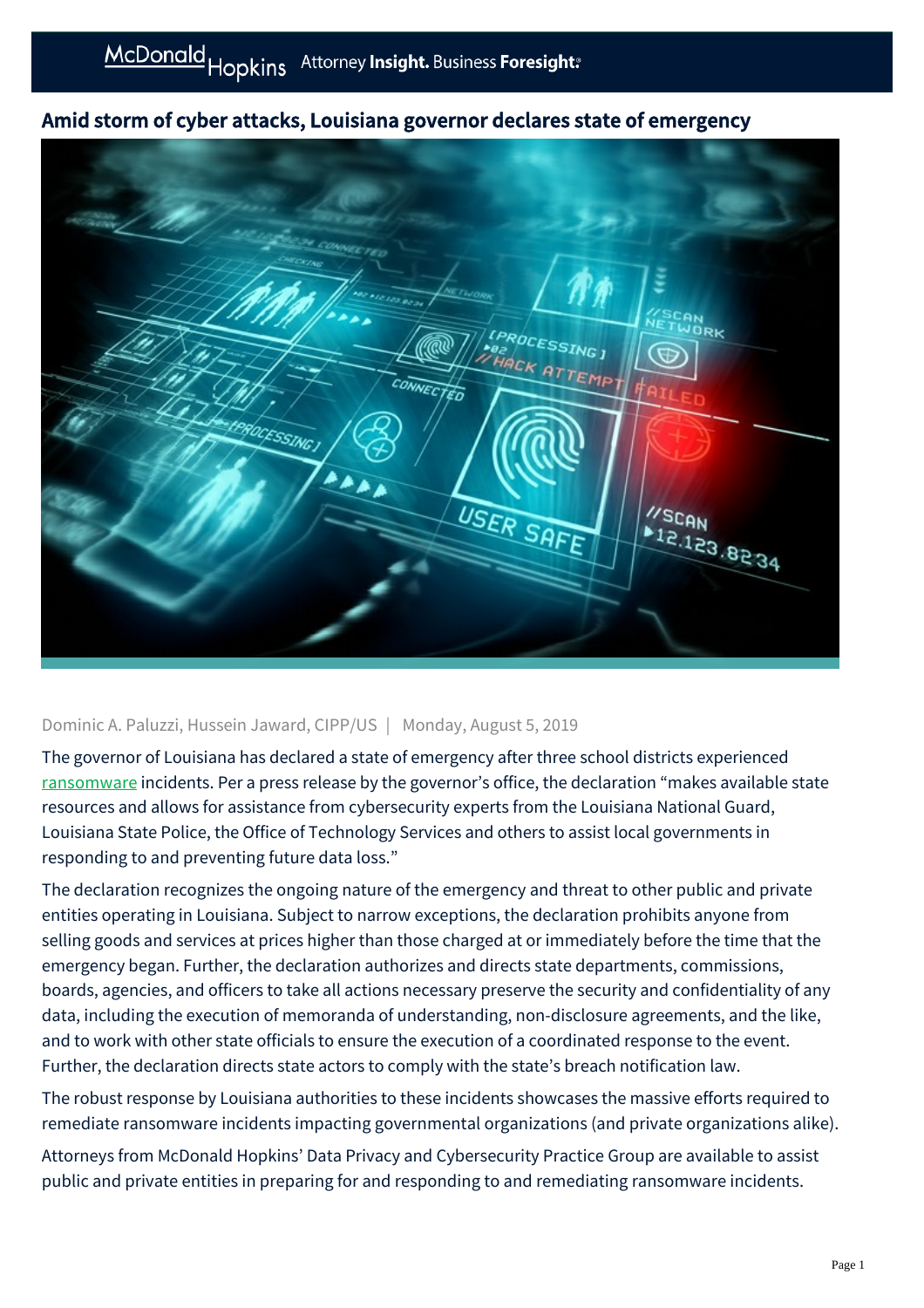# Amid storm of cyber attacks, Louisiana governor declares state of emergency

Dominic A. Paluzzi, Hussein Jaward, CIPP/US | Monday, August 5, 2019

The governor of Louisiana has declared a state of emergency after three school districts experienced ransomware incidents. Per a press release by the governor's office, the declaration "makes available state resources and allows for assistance from cybersecurity experts from the Louisiana National Guard, Louisiana State Police, the Office of Technology Services and others to assist local governments in responding to and preventing future data loss."

The declaration recognizes the ongoing nature of the emergency and threat to other public and private entities operating in Louisiana. Subject to narrow exceptions, the declaration prohibits anyone from selling goods and services at prices higher than those charged at or immediately before the time that the emergency began. Further, the declaration authorizes and directs state departments, commissions, boards, agencies, and officers to take all actions necessary preserve the security and confidentiality of any data, including the execution of memoranda of understanding, non-disclosure agreements, and the like, and to work with other state officials to ensure the execution of a coordinated response to the event. Further, the declaration directs state actors to comply with the state's breach notification law.

The robust response by Louisiana authorities to these incidents showcases the massive efforts required to remediate ransomware incidents impacting governmental organizations (and private organizations alike).

Attorneys from McDonald Hopkins' Data Privacy and Cybersecurity Practice Group are available to assist public and private entities in preparing for and responding to and remediating ransomware incidents.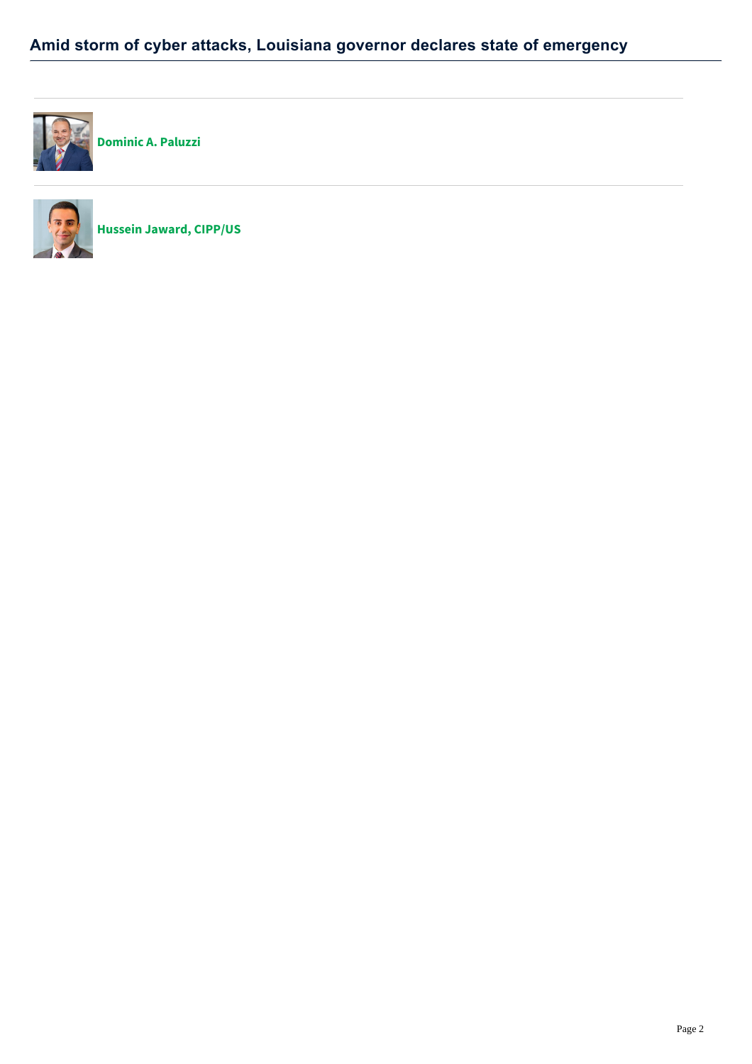**Dominic A. Paluzzi**

**Hussein Jaward, CIPP/US**